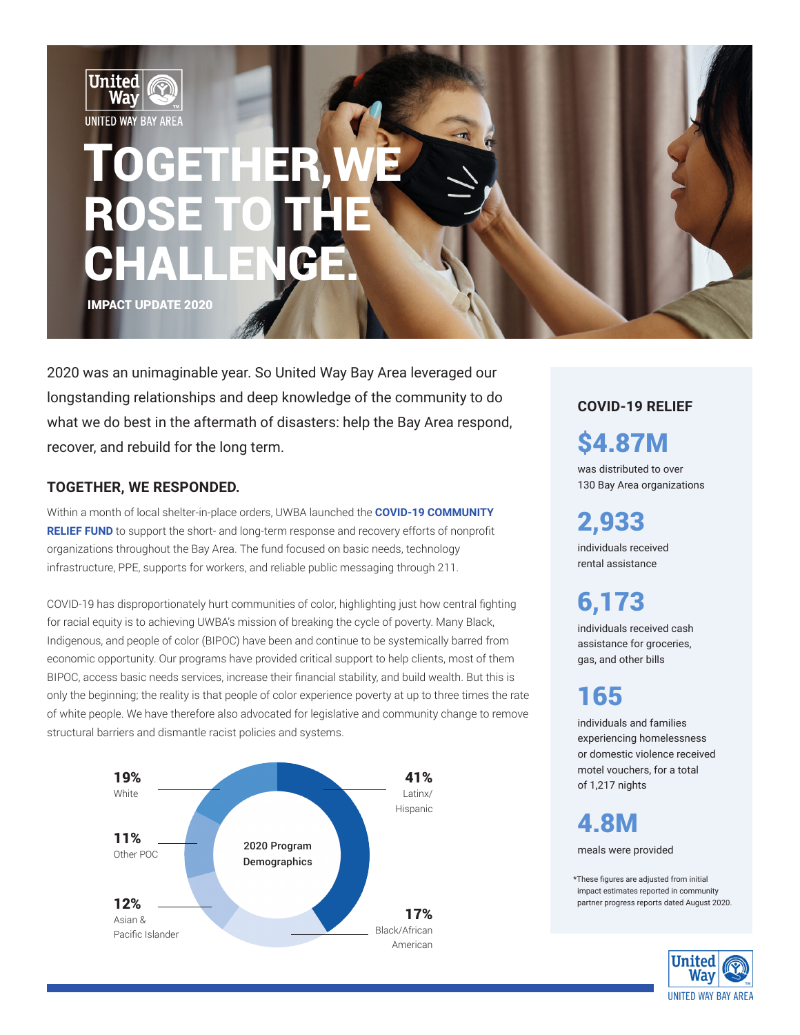United Way

UNITED WAY BAY AREA

# TOGETHER, WE ROSE TO THE CHALLENGE.

IMPACT UPDATE 2020

2020 was an unimaginable year. So United Way Bay Area leveraged our longstanding relationships and deep knowledge of the community to do what we do best in the aftermath of disasters: help the Bay Area respond, recover, and rebuild for the long term.

## TOGETHER, WE RESPONDED.

Within a month of local shelter-in-place orders, UWBA launched the **COVID-19 COMMUNITY RELIEF FUND** to support the short- and long-term response and recovery efforts of nonprofit organizations throughout the Bay Area. The fund focused on basic needs, technology infrastructure, PPE, supports for workers, and reliable public messaging through 211.

COVID-19 has disproportionately hurt communities of color, highlighting just how central fighting for racial equity is to achieving UWBA's mission of breaking the cycle of poverty. Many Black, Indigenous, and people of color (BIPOC) have been and continue to be systemically barred from economic opportunity. Our programs have provided critical support to help clients, most of them BIPOC, access basic needs services, increase their financial stability, and build wealth. But this is only the beginning; the reality is that people of color experience poverty at up to three times the rate of white people. We have therefore also advocated for legislative and community change to remove structural barriers and dismantle racist policies and systems.

**2020 Program Demographics**

| Group | Percentage |
|---|---|
| Latinx/Hispanic | 41% |
| White | 19% |
| Black/African American | 17% |
| Asian & Pacific Islander | 12% |
| Other POC | 11% |

## COVID-19 RELIEF

**$4.87M**
was distributed to over 130 Bay Area organizations

**2,933**
individuals received rental assistance

**6,173**
individuals received cash assistance for groceries, gas, and other bills

**165**
individuals and families experiencing homelessness or domestic violence received motel vouchers, for a total of 1,217 nights

**4.8M**
meals were provided

*These figures are adjusted from initial impact estimates reported in community partner progress reports dated August 2020.

United Way

UNITED WAY BAY AREA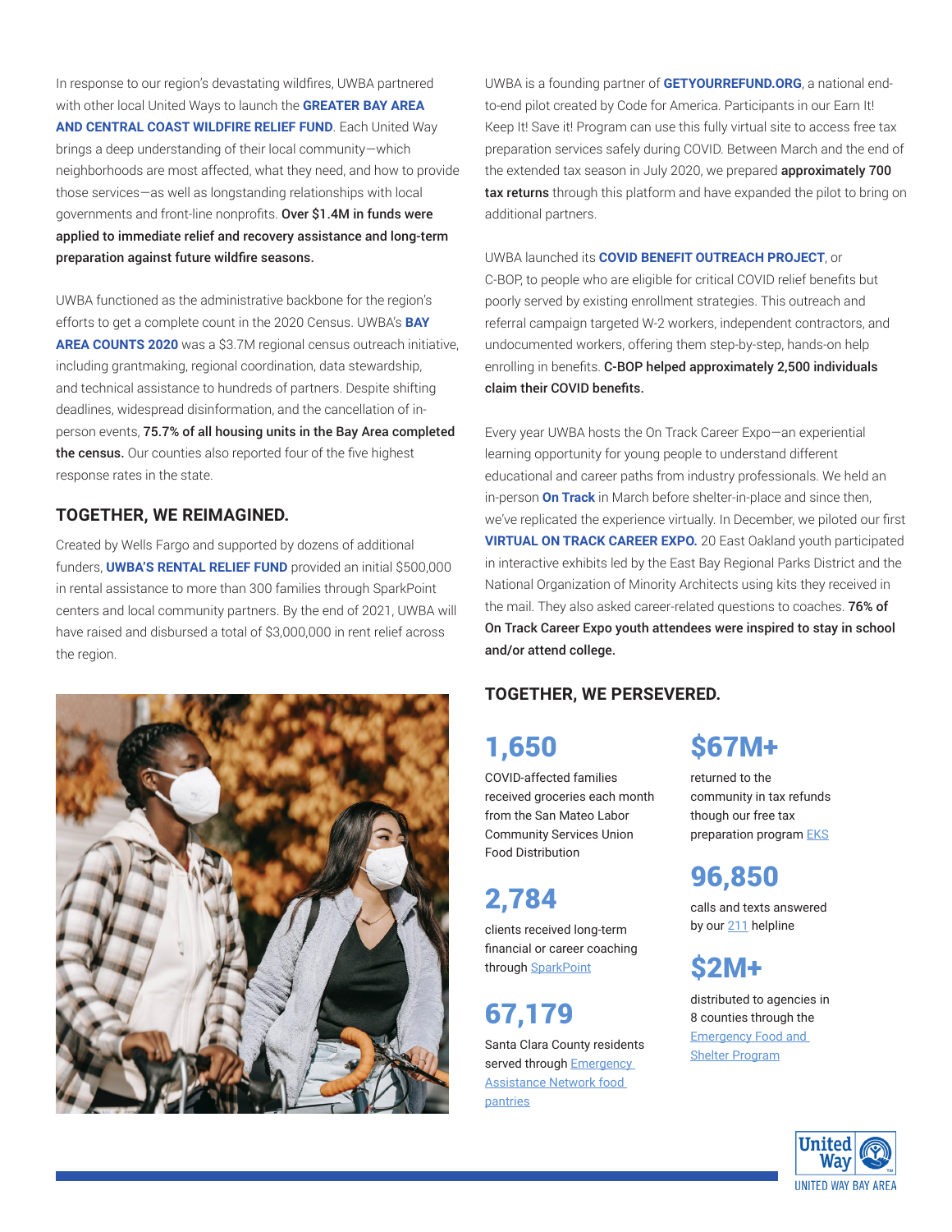In response to our region's devastating wildfires, UWBA partnered with other local United Ways to launch the **GREATER BAY AREA AND CENTRAL COAST WILDFIRE RELIEF FUND**. Each United Way brings a deep understanding of their local community—which neighborhoods are most affected, what they need, and how to provide those services—as well as longstanding relationships with local governments and front-line nonprofits. **Over $1.4M in funds were applied to immediate relief and recovery assistance and long-term preparation against future wildfire seasons.**

UWBA functioned as the administrative backbone for the region's efforts to get a complete count in the 2020 Census. UWBA's **BAY AREA COUNTS 2020** was a $3.7M regional census outreach initiative, including grantmaking, regional coordination, data stewardship, and technical assistance to hundreds of partners. Despite shifting deadlines, widespread disinformation, and the cancellation of in-person events, **75.7% of all housing units in the Bay Area completed the census.** Our counties also reported four of the five highest response rates in the state.

## TOGETHER, WE REIMAGINED.

Created by Wells Fargo and supported by dozens of additional funders, **UWBA'S RENTAL RELIEF FUND** provided an initial $500,000 in rental assistance to more than 300 families through SparkPoint centers and local community partners. By the end of 2021, UWBA will have raised and disbursed a total of $3,000,000 in rent relief across the region.

UWBA is a founding partner of **GETYOURREFUND.ORG**, a national end-to-end pilot created by Code for America. Participants in our Earn It! Keep It! Save it! Program can use this fully virtual site to access free tax preparation services safely during COVID. Between March and the end of the extended tax season in July 2020, we prepared **approximately 700 tax returns** through this platform and have expanded the pilot to bring on additional partners.

UWBA launched its **COVID BENEFIT OUTREACH PROJECT**, or C-BOP, to people who are eligible for critical COVID relief benefits but poorly served by existing enrollment strategies. This outreach and referral campaign targeted W-2 workers, independent contractors, and undocumented workers, offering them step-by-step, hands-on help enrolling in benefits. **C-BOP helped approximately 2,500 individuals claim their COVID benefits.**

Every year UWBA hosts the On Track Career Expo—an experiential learning opportunity for young people to understand different educational and career paths from industry professionals. We held an in-person **On Track** in March before shelter-in-place and since then, we've replicated the experience virtually. In December, we piloted our first **VIRTUAL ON TRACK CAREER EXPO.** 20 East Oakland youth participated in interactive exhibits led by the East Bay Regional Parks District and the National Organization of Minority Architects using kits they received in the mail. They also asked career-related questions to coaches. **76% of On Track Career Expo youth attendees were inspired to stay in school and/or attend college.**

## TOGETHER, WE PERSEVERED.

**1,650**

COVID-affected families received groceries each month from the San Mateo Labor Community Services Union Food Distribution

**2,784**

clients received long-term financial or career coaching through SparkPoint

**67,179**

Santa Clara County residents served through Emergency Assistance Network food pantries

**$67M+**

returned to the community in tax refunds though our free tax preparation program EKS

**96,850**

calls and texts answered by our 211 helpline

**$2M+**

distributed to agencies in 8 counties through the Emergency Food and Shelter Program